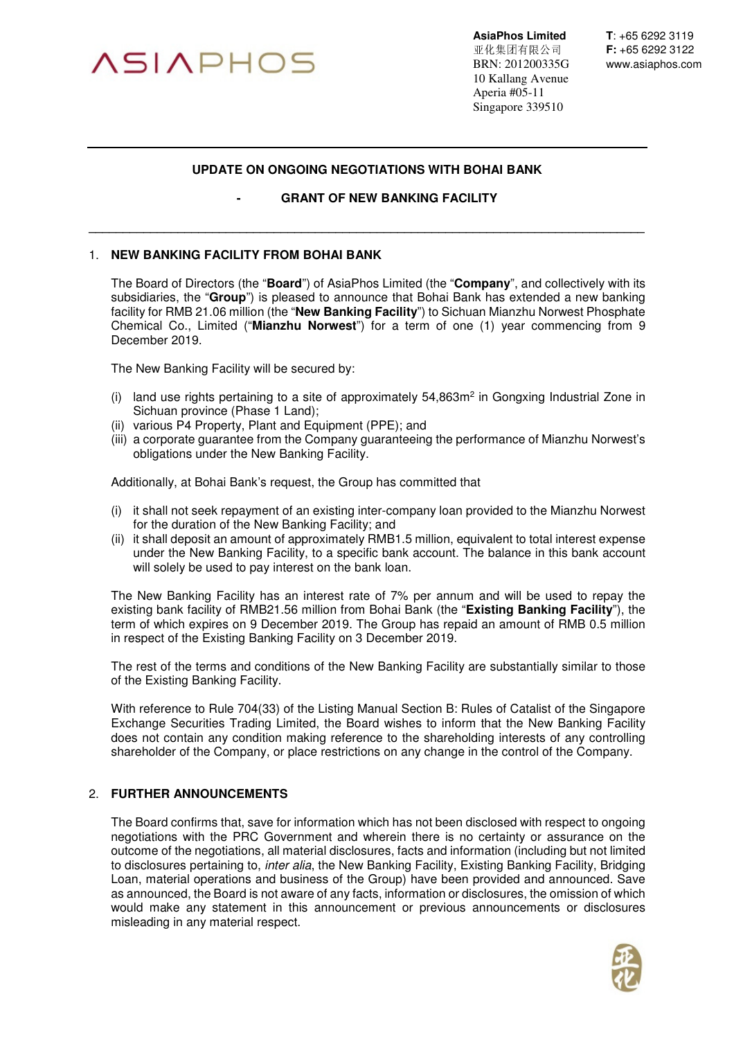**AsiaPhos Limited**
亚化集团有限公司
BRN: 201200335G
10 Kallang Avenue
Aperia #05-11
Singapore 339510

**T**: +65 6292 3119
**F:** +65 6292 3122
www.asiaphos.com

# UPDATE ON ONGOING NEGOTIATIONS WITH BOHAI BANK

## - GRANT OF NEW BANKING FACILITY

## 1. NEW BANKING FACILITY FROM BOHAI BANK

The Board of Directors (the "**Board**") of AsiaPhos Limited (the "**Company**", and collectively with its subsidiaries, the "**Group**") is pleased to announce that Bohai Bank has extended a new banking facility for RMB 21.06 million (the "**New Banking Facility**") to Sichuan Mianzhu Norwest Phosphate Chemical Co., Limited ("**Mianzhu Norwest**") for a term of one (1) year commencing from 9 December 2019.

The New Banking Facility will be secured by:

(i) land use rights pertaining to a site of approximately 54,863m$^2$ in Gongxing Industrial Zone in Sichuan province (Phase 1 Land);
(ii) various P4 Property, Plant and Equipment (PPE); and
(iii) a corporate guarantee from the Company guaranteeing the performance of Mianzhu Norwest's obligations under the New Banking Facility.

Additionally, at Bohai Bank's request, the Group has committed that

(i) it shall not seek repayment of an existing inter-company loan provided to the Mianzhu Norwest for the duration of the New Banking Facility; and
(ii) it shall deposit an amount of approximately RMB1.5 million, equivalent to total interest expense under the New Banking Facility, to a specific bank account. The balance in this bank account will solely be used to pay interest on the bank loan.

The New Banking Facility has an interest rate of 7% per annum and will be used to repay the existing bank facility of RMB21.56 million from Bohai Bank (the "**Existing Banking Facility**"), the term of which expires on 9 December 2019. The Group has repaid an amount of RMB 0.5 million in respect of the Existing Banking Facility on 3 December 2019.

The rest of the terms and conditions of the New Banking Facility are substantially similar to those of the Existing Banking Facility.

With reference to Rule 704(33) of the Listing Manual Section B: Rules of Catalist of the Singapore Exchange Securities Trading Limited, the Board wishes to inform that the New Banking Facility does not contain any condition making reference to the shareholding interests of any controlling shareholder of the Company, or place restrictions on any change in the control of the Company.

## 2. FURTHER ANNOUNCEMENTS

The Board confirms that, save for information which has not been disclosed with respect to ongoing negotiations with the PRC Government and wherein there is no certainty or assurance on the outcome of the negotiations, all material disclosures, facts and information (including but not limited to disclosures pertaining to, *inter alia*, the New Banking Facility, Existing Banking Facility, Bridging Loan, material operations and business of the Group) have been provided and announced. Save as announced, the Board is not aware of any facts, information or disclosures, the omission of which would make any statement in this announcement or previous announcements or disclosures misleading in any material respect.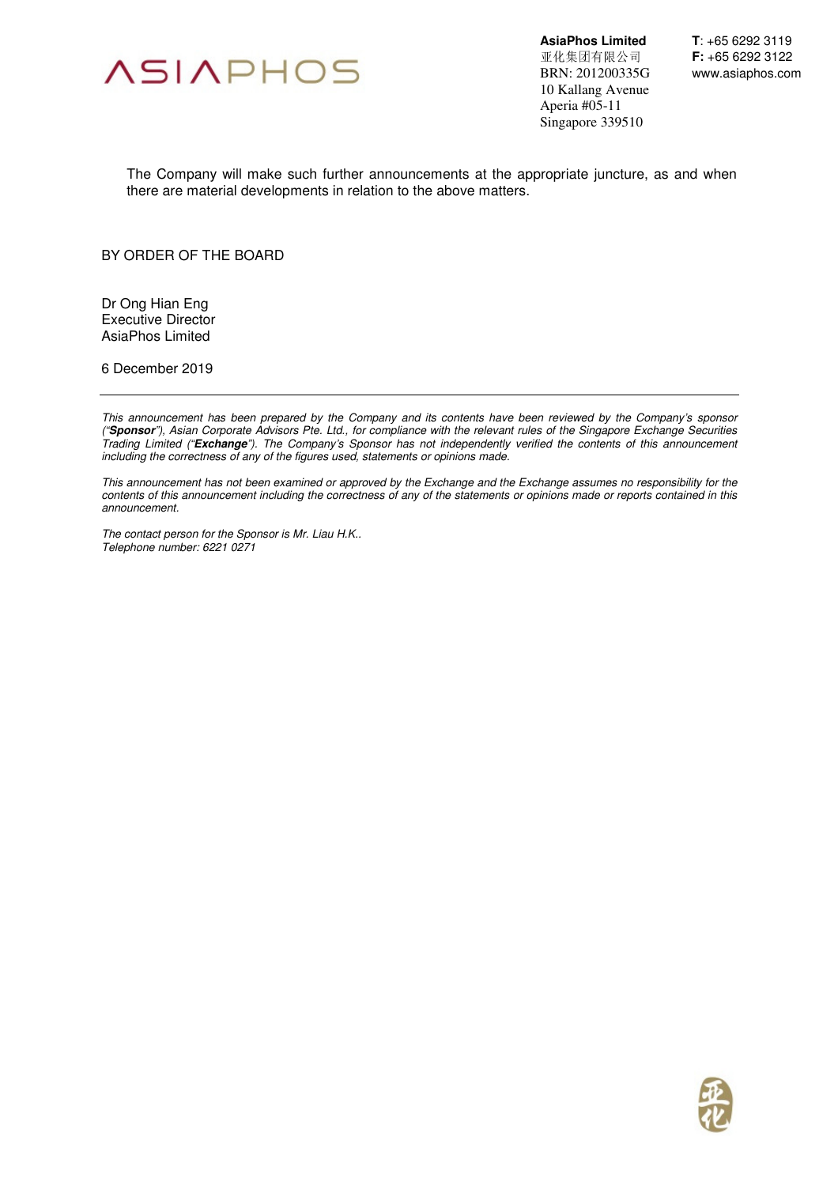The Company will make such further announcements at the appropriate juncture, as and when there are material developments in relation to the above matters.

BY ORDER OF THE BOARD

Dr Ong Hian Eng
Executive Director
AsiaPhos Limited

6 December 2019

---

*This announcement has been prepared by the Company and its contents have been reviewed by the Company's sponsor ("**Sponsor**"), Asian Corporate Advisors Pte. Ltd., for compliance with the relevant rules of the Singapore Exchange Securities Trading Limited ("**Exchange**"). The Company's Sponsor has not independently verified the contents of this announcement including the correctness of any of the figures used, statements or opinions made.*

*This announcement has not been examined or approved by the Exchange and the Exchange assumes no responsibility for the contents of this announcement including the correctness of any of the statements or opinions made or reports contained in this announcement.*

*The contact person for the Sponsor is Mr. Liau H.K..*
*Telephone number: 6221 0271*